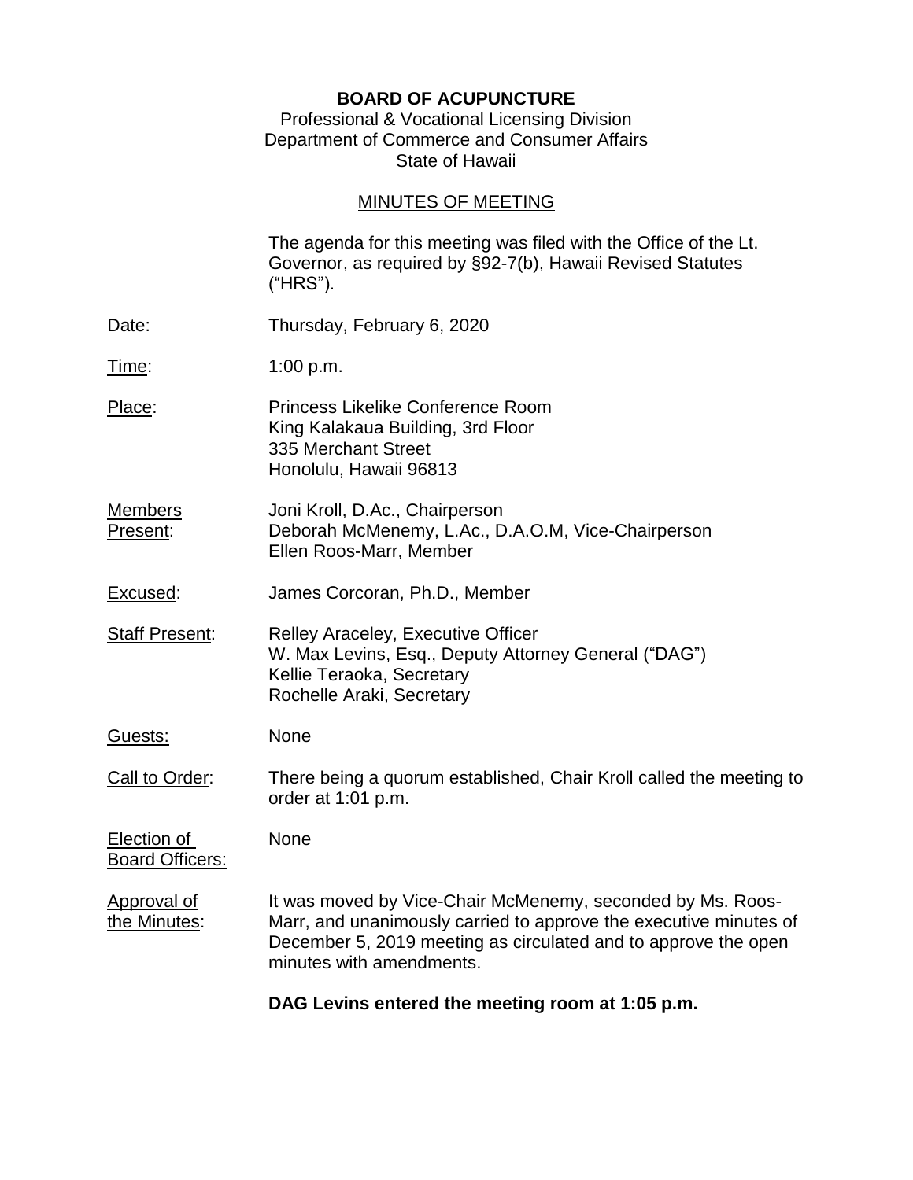# BOARD OF ACUPUNCTURE

Professional & Vocational Licensing Division
Department of Commerce and Consumer Affairs
State of Hawaii

## MINUTES OF MEETING

The agenda for this meeting was filed with the Office of the Lt. Governor, as required by §92-7(b), Hawaii Revised Statutes ("HRS").

Date: Thursday, February 6, 2020

Time: 1:00 p.m.

Place: Princess Likelike Conference Room
King Kalakaua Building, 3rd Floor
335 Merchant Street
Honolulu, Hawaii 96813

Members Present: Joni Kroll, D.Ac., Chairperson
Deborah McMenemy, L.Ac., D.A.O.M, Vice-Chairperson
Ellen Roos-Marr, Member

Excused: James Corcoran, Ph.D., Member

Staff Present: Relley Araceley, Executive Officer
W. Max Levins, Esq., Deputy Attorney General ("DAG")
Kellie Teraoka, Secretary
Rochelle Araki, Secretary

Guests: None

Call to Order: There being a quorum established, Chair Kroll called the meeting to order at 1:01 p.m.

Election of Board Officers: None

Approval of the Minutes: It was moved by Vice-Chair McMenemy, seconded by Ms. Roos-Marr, and unanimously carried to approve the executive minutes of December 5, 2019 meeting as circulated and to approve the open minutes with amendments.

**DAG Levins entered the meeting room at 1:05 p.m.**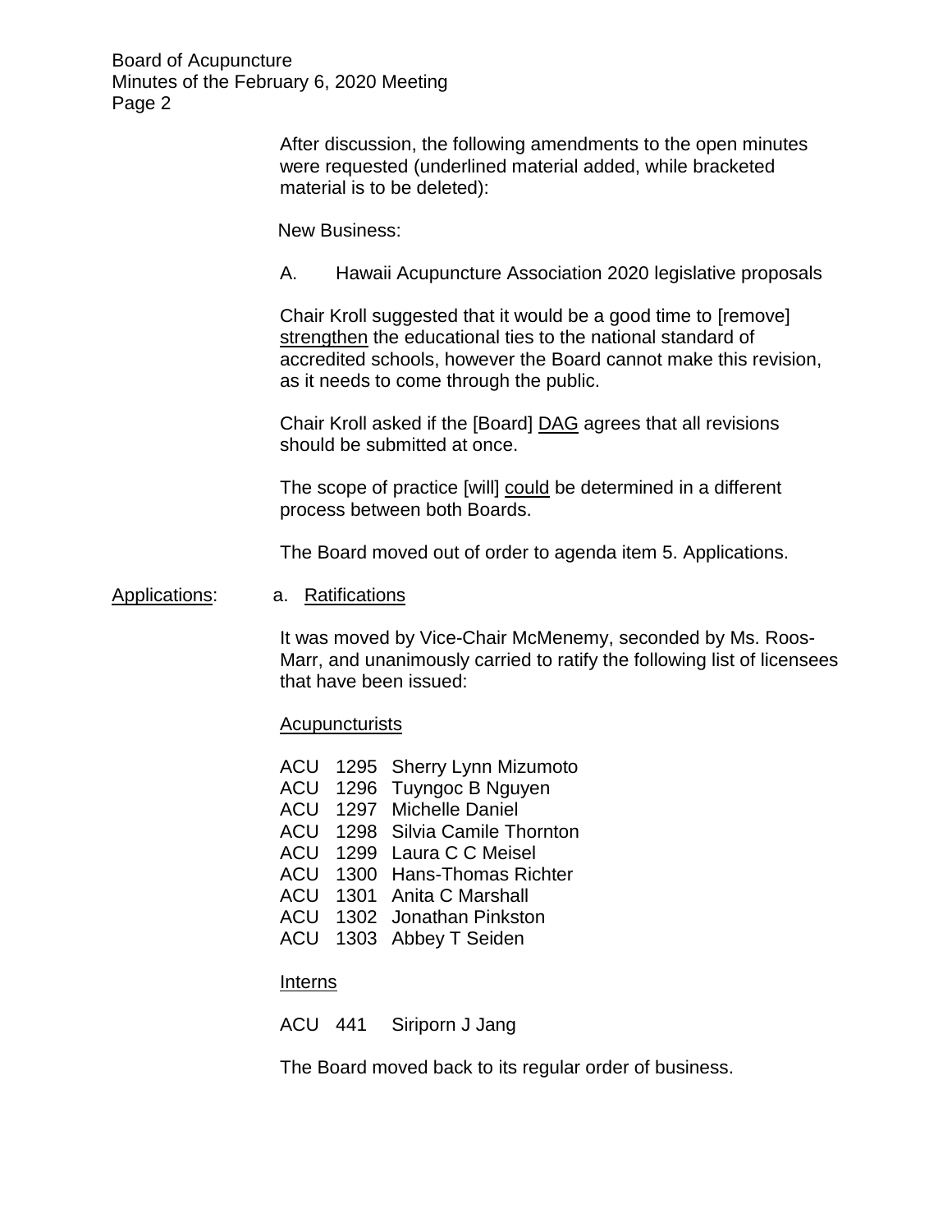After discussion, the following amendments to the open minutes were requested (underlined material added, while bracketed material is to be deleted):

New Business:

A. Hawaii Acupuncture Association 2020 legislative proposals

Chair Kroll suggested that it would be a good time to [remove] <u>strengthen</u> the educational ties to the national standard of accredited schools, however the Board cannot make this revision, as it needs to come through the public.

Chair Kroll asked if the [Board] <u>DAG</u> agrees that all revisions should be submitted at once.

The scope of practice [will] <u>could</u> be determined in a different process between both Boards.

The Board moved out of order to agenda item 5. Applications.

<u>Applications</u>: a. <u>Ratifications</u>

It was moved by Vice-Chair McMenemy, seconded by Ms. Roos-Marr, and unanimously carried to ratify the following list of licensees that have been issued:

<u>Acupuncturists</u>

ACU 1295 Sherry Lynn Mizumoto
ACU 1296 Tuyngoc B Nguyen
ACU 1297 Michelle Daniel
ACU 1298 Silvia Camile Thornton
ACU 1299 Laura C C Meisel
ACU 1300 Hans-Thomas Richter
ACU 1301 Anita C Marshall
ACU 1302 Jonathan Pinkston
ACU 1303 Abbey T Seiden

<u>Interns</u>

ACU 441 Siriporn J Jang

The Board moved back to its regular order of business.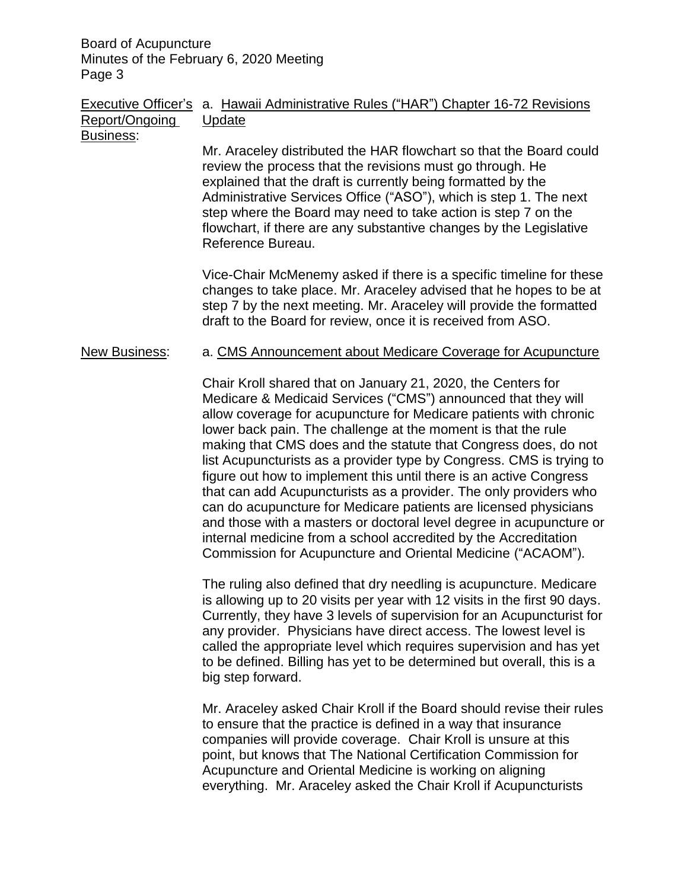Executive Officer's Report/Ongoing Business:

a. Hawaii Administrative Rules ("HAR") Chapter 16-72 Revisions Update

Mr. Araceley distributed the HAR flowchart so that the Board could review the process that the revisions must go through. He explained that the draft is currently being formatted by the Administrative Services Office ("ASO"), which is step 1. The next step where the Board may need to take action is step 7 on the flowchart, if there are any substantive changes by the Legislative Reference Bureau.

Vice-Chair McMenemy asked if there is a specific timeline for these changes to take place. Mr. Araceley advised that he hopes to be at step 7 by the next meeting. Mr. Araceley will provide the formatted draft to the Board for review, once it is received from ASO.

New Business:

a. CMS Announcement about Medicare Coverage for Acupuncture

Chair Kroll shared that on January 21, 2020, the Centers for Medicare & Medicaid Services ("CMS") announced that they will allow coverage for acupuncture for Medicare patients with chronic lower back pain. The challenge at the moment is that the rule making that CMS does and the statute that Congress does, do not list Acupuncturists as a provider type by Congress. CMS is trying to figure out how to implement this until there is an active Congress that can add Acupuncturists as a provider. The only providers who can do acupuncture for Medicare patients are licensed physicians and those with a masters or doctoral level degree in acupuncture or internal medicine from a school accredited by the Accreditation Commission for Acupuncture and Oriental Medicine ("ACAOM").

The ruling also defined that dry needling is acupuncture. Medicare is allowing up to 20 visits per year with 12 visits in the first 90 days. Currently, they have 3 levels of supervision for an Acupuncturist for any provider. Physicians have direct access. The lowest level is called the appropriate level which requires supervision and has yet to be defined. Billing has yet to be determined but overall, this is a big step forward.

Mr. Araceley asked Chair Kroll if the Board should revise their rules to ensure that the practice is defined in a way that insurance companies will provide coverage. Chair Kroll is unsure at this point, but knows that The National Certification Commission for Acupuncture and Oriental Medicine is working on aligning everything. Mr. Araceley asked the Chair Kroll if Acupuncturists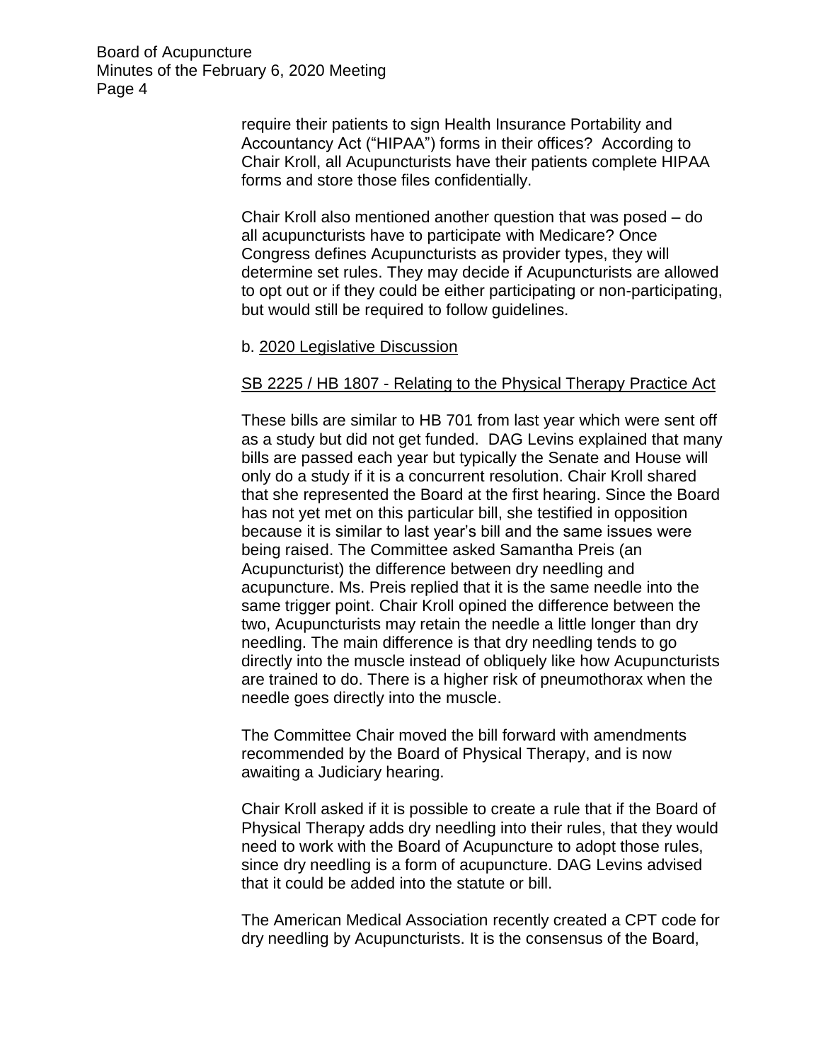require their patients to sign Health Insurance Portability and Accountancy Act ("HIPAA") forms in their offices? According to Chair Kroll, all Acupuncturists have their patients complete HIPAA forms and store those files confidentially.

Chair Kroll also mentioned another question that was posed – do all acupuncturists have to participate with Medicare? Once Congress defines Acupuncturists as provider types, they will determine set rules. They may decide if Acupuncturists are allowed to opt out or if they could be either participating or non-participating, but would still be required to follow guidelines.

b. <u>2020 Legislative Discussion</u>

<u>SB 2225 / HB 1807 - Relating to the Physical Therapy Practice Act</u>

These bills are similar to HB 701 from last year which were sent off as a study but did not get funded. DAG Levins explained that many bills are passed each year but typically the Senate and House will only do a study if it is a concurrent resolution. Chair Kroll shared that she represented the Board at the first hearing. Since the Board has not yet met on this particular bill, she testified in opposition because it is similar to last year's bill and the same issues were being raised. The Committee asked Samantha Preis (an Acupuncturist) the difference between dry needling and acupuncture. Ms. Preis replied that it is the same needle into the same trigger point. Chair Kroll opined the difference between the two, Acupuncturists may retain the needle a little longer than dry needling. The main difference is that dry needling tends to go directly into the muscle instead of obliquely like how Acupuncturists are trained to do. There is a higher risk of pneumothorax when the needle goes directly into the muscle.

The Committee Chair moved the bill forward with amendments recommended by the Board of Physical Therapy, and is now awaiting a Judiciary hearing.

Chair Kroll asked if it is possible to create a rule that if the Board of Physical Therapy adds dry needling into their rules, that they would need to work with the Board of Acupuncture to adopt those rules, since dry needling is a form of acupuncture. DAG Levins advised that it could be added into the statute or bill.

The American Medical Association recently created a CPT code for dry needling by Acupuncturists. It is the consensus of the Board,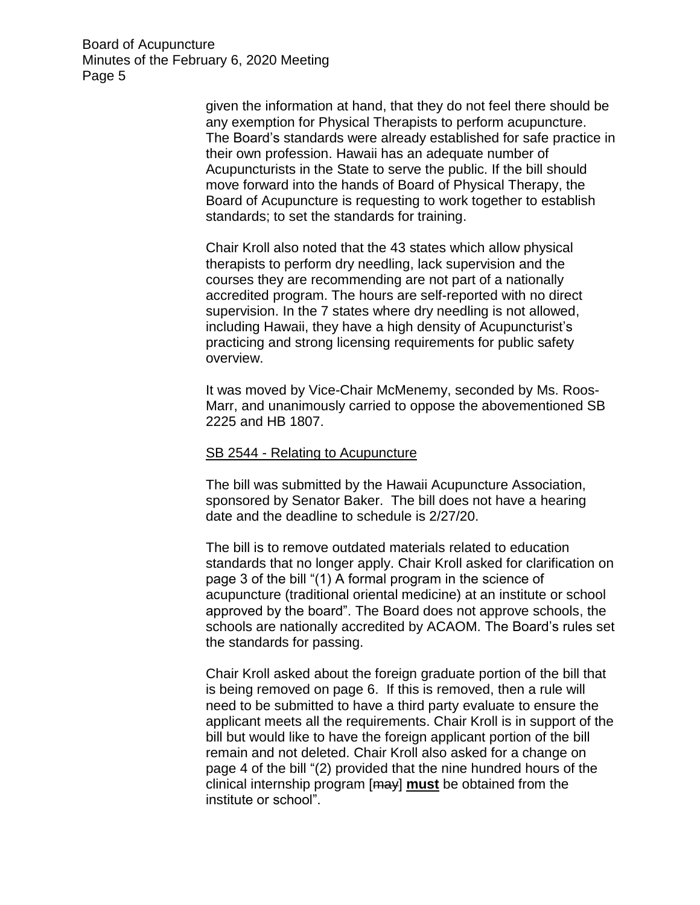given the information at hand, that they do not feel there should be any exemption for Physical Therapists to perform acupuncture. The Board's standards were already established for safe practice in their own profession. Hawaii has an adequate number of Acupuncturists in the State to serve the public. If the bill should move forward into the hands of Board of Physical Therapy, the Board of Acupuncture is requesting to work together to establish standards; to set the standards for training.

Chair Kroll also noted that the 43 states which allow physical therapists to perform dry needling, lack supervision and the courses they are recommending are not part of a nationally accredited program. The hours are self-reported with no direct supervision. In the 7 states where dry needling is not allowed, including Hawaii, they have a high density of Acupuncturist's practicing and strong licensing requirements for public safety overview.

It was moved by Vice-Chair McMenemy, seconded by Ms. Roos-Marr, and unanimously carried to oppose the abovementioned SB 2225 and HB 1807.

<u>SB 2544 - Relating to Acupuncture</u>

The bill was submitted by the Hawaii Acupuncture Association, sponsored by Senator Baker. The bill does not have a hearing date and the deadline to schedule is 2/27/20.

The bill is to remove outdated materials related to education standards that no longer apply. Chair Kroll asked for clarification on page 3 of the bill "(1) A formal program in the science of acupuncture (traditional oriental medicine) at an institute or school approved by the board". The Board does not approve schools, the schools are nationally accredited by ACAOM. The Board's rules set the standards for passing.

Chair Kroll asked about the foreign graduate portion of the bill that is being removed on page 6. If this is removed, then a rule will need to be submitted to have a third party evaluate to ensure the applicant meets all the requirements. Chair Kroll is in support of the bill but would like to have the foreign applicant portion of the bill remain and not deleted. Chair Kroll also asked for a change on page 4 of the bill "(2) provided that the nine hundred hours of the clinical internship program [~~may~~] <u>**must**</u> be obtained from the institute or school".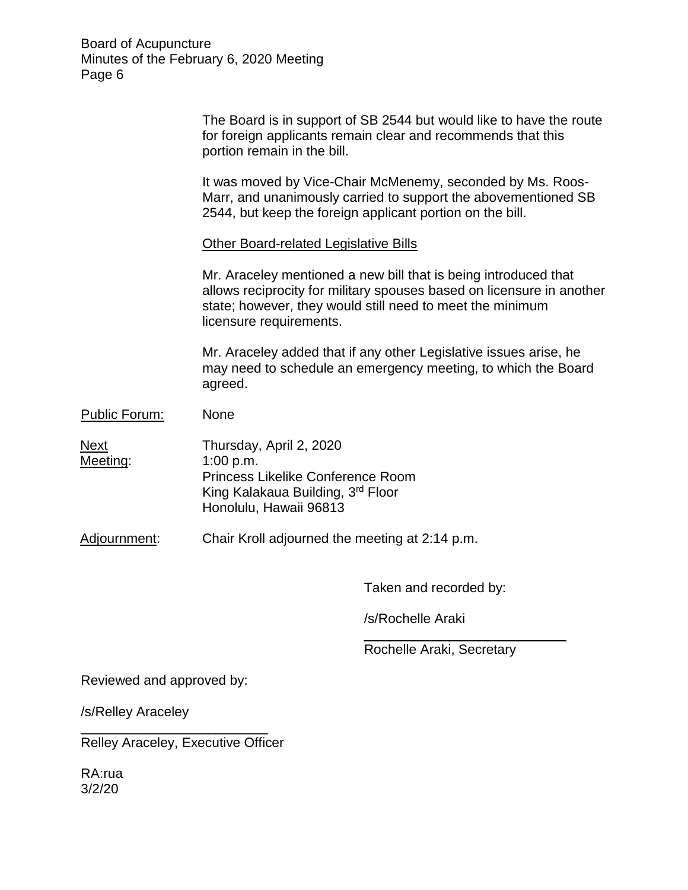The Board is in support of SB 2544 but would like to have the route for foreign applicants remain clear and recommends that this portion remain in the bill.

It was moved by Vice-Chair McMenemy, seconded by Ms. Roos-Marr, and unanimously carried to support the abovementioned SB 2544, but keep the foreign applicant portion on the bill.

Other Board-related Legislative Bills

Mr. Araceley mentioned a new bill that is being introduced that allows reciprocity for military spouses based on licensure in another state; however, they would still need to meet the minimum licensure requirements.

Mr. Araceley added that if any other Legislative issues arise, he may need to schedule an emergency meeting, to which the Board agreed.

Public Forum: None

Next Meeting: Thursday, April 2, 2020
1:00 p.m.
Princess Likelike Conference Room
King Kalakaua Building, 3rd Floor
Honolulu, Hawaii 96813

Adjournment: Chair Kroll adjourned the meeting at 2:14 p.m.

Taken and recorded by:

/s/Rochelle Araki

Rochelle Araki, Secretary

Reviewed and approved by:

/s/Relley Araceley

Relley Araceley, Executive Officer

RA:rua
3/2/20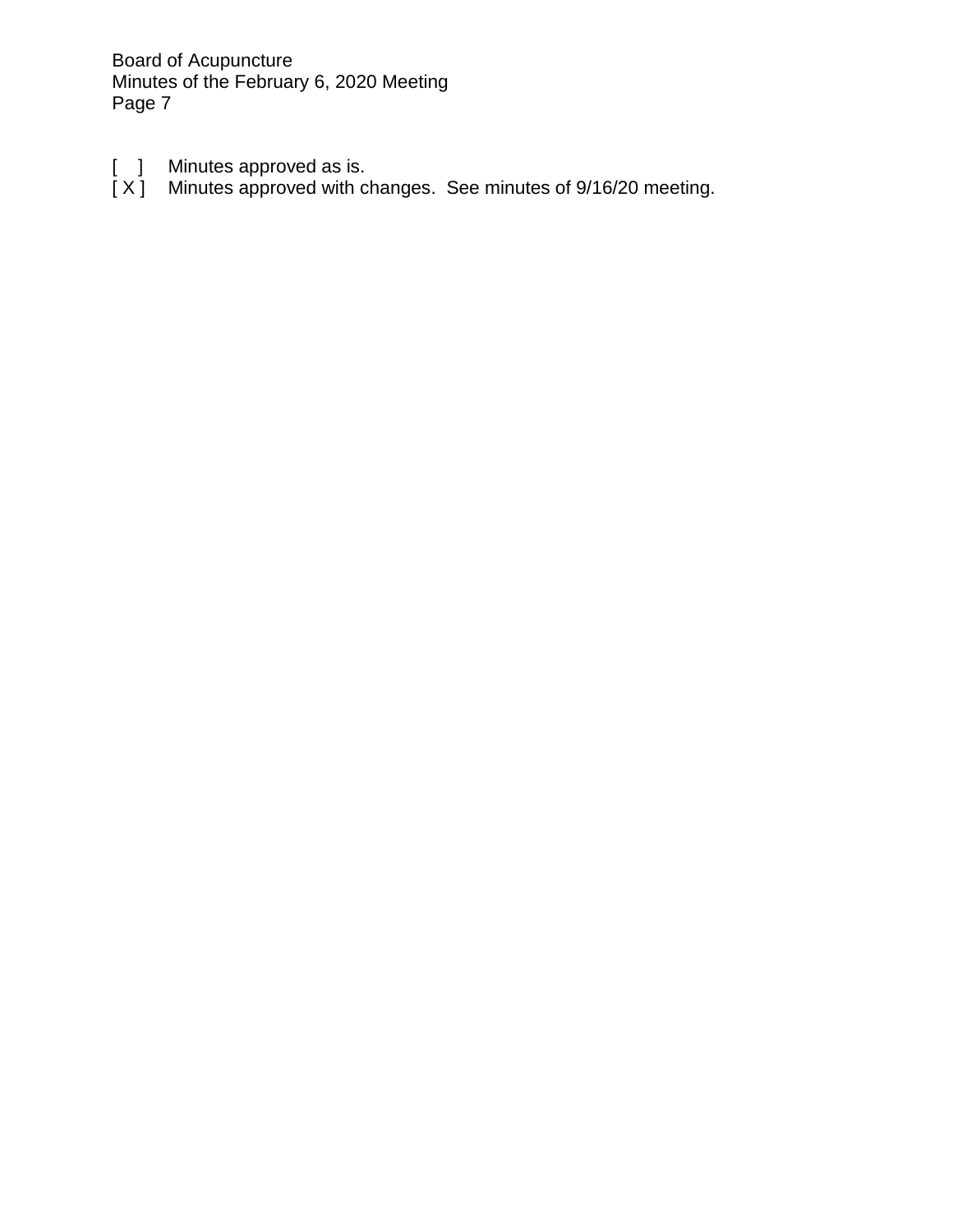[ ] Minutes approved as is.
[ X ] Minutes approved with changes. See minutes of 9/16/20 meeting.